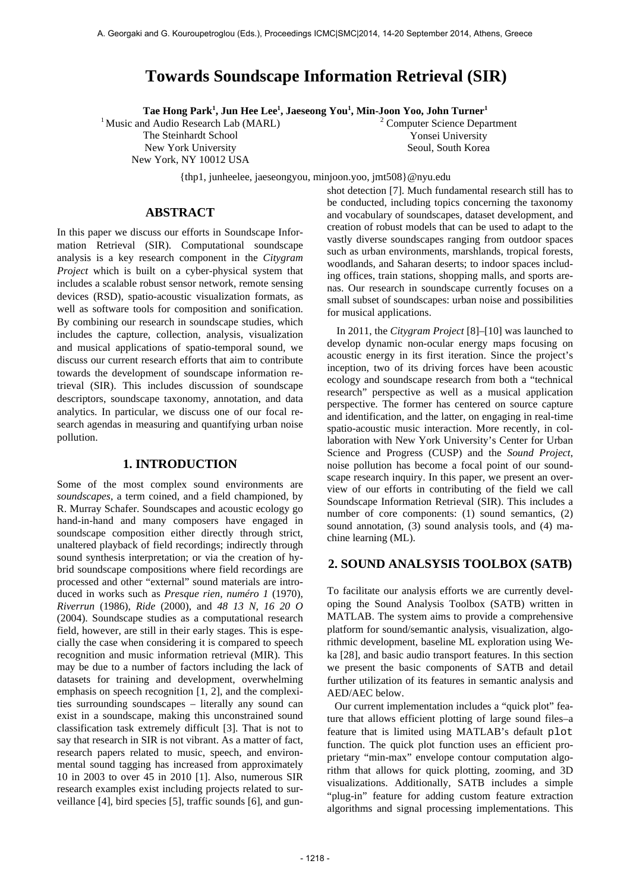# Towards Soundscape Information Retrieval (SIR)

**Tae Hong Park[1], Jun Hee Lee[1], Jaeseong You[1], Min-Joon Yoo, John Turner[1]**

[1] Music and Audio Research Lab (MARL)
The Steinhardt School
New York University
New York, NY 10012 USA

[2] Computer Science Department
Yonsei University
Seoul, South Korea

{thp1, junheelee, jaeseongyou, minjoon.yoo, jmt508}@nyu.edu

## ABSTRACT

In this paper we discuss our efforts in Soundscape Information Retrieval (SIR). Computational soundscape analysis is a key research component in the *Citygram Project* which is built on a cyber-physical system that includes a scalable robust sensor network, remote sensing devices (RSD), spatio-acoustic visualization formats, as well as software tools for composition and sonification. By combining our research in soundscape studies, which includes the capture, collection, analysis, visualization and musical applications of spatio-temporal sound, we discuss our current research efforts that aim to contribute towards the development of soundscape information retrieval (SIR). This includes discussion of soundscape descriptors, soundscape taxonomy, annotation, and data analytics. In particular, we discuss one of our focal research agendas in measuring and quantifying urban noise pollution.

## 1. INTRODUCTION

Some of the most complex sound environments are *soundscapes*, a term coined, and a field championed, by R. Murray Schafer. Soundscapes and acoustic ecology go hand-in-hand and many composers have engaged in soundscape composition either directly through strict, unaltered playback of field recordings; indirectly through sound synthesis interpretation; or via the creation of hybrid soundscape compositions where field recordings are processed and other "external" sound materials are introduced in works such as *Presque rien, numéro 1* (1970), *Riverrun* (1986), *Ride* (2000), and *48 13 N, 16 20 O* (2004). Soundscape studies as a computational research field, however, are still in their early stages. This is especially the case when considering it is compared to speech recognition and music information retrieval (MIR). This may be due to a number of factors including the lack of datasets for training and development, overwhelming emphasis on speech recognition [1, 2], and the complexities surrounding soundscapes – literally any sound can exist in a soundscape, making this unconstrained sound classification task extremely difficult [3]. That is not to say that research in SIR is not vibrant. As a matter of fact, research papers related to music, speech, and environmental sound tagging has increased from approximately 10 in 2003 to over 45 in 2010 [1]. Also, numerous SIR research examples exist including projects related to surveillance [4], bird species [5], traffic sounds [6], and gunshot detection [7]. Much fundamental research still has to be conducted, including topics concerning the taxonomy and vocabulary of soundscapes, dataset development, and creation of robust models that can be used to adapt to the vastly diverse soundscapes ranging from outdoor spaces such as urban environments, marshlands, tropical forests, woodlands, and Saharan deserts; to indoor spaces including offices, train stations, shopping malls, and sports arenas. Our research in soundscape currently focuses on a small subset of soundscapes: urban noise and possibilities for musical applications.

In 2011, the *Citygram Project* [8]–[10] was launched to develop dynamic non-ocular energy maps focusing on acoustic energy in its first iteration. Since the project's inception, two of its driving forces have been acoustic ecology and soundscape research from both a "technical research" perspective as well as a musical application perspective. The former has centered on source capture and identification, and the latter, on engaging in real-time spatio-acoustic music interaction. More recently, in collaboration with New York University's Center for Urban Science and Progress (CUSP) and the *Sound Project*, noise pollution has become a focal point of our soundscape research inquiry. In this paper, we present an overview of our efforts in contributing of the field we call Soundscape Information Retrieval (SIR). This includes a number of core components: (1) sound semantics, (2) sound annotation, (3) sound analysis tools, and (4) machine learning (ML).

## 2. SOUND ANALSYSIS TOOLBOX (SATB)

To facilitate our analysis efforts we are currently developing the Sound Analysis Toolbox (SATB) written in MATLAB. The system aims to provide a comprehensive platform for sound/semantic analysis, visualization, algorithmic development, baseline ML exploration using Weka [28], and basic audio transport features. In this section we present the basic components of SATB and detail further utilization of its features in semantic analysis and AED/AEC below.

Our current implementation includes a "quick plot" feature that allows efficient plotting of large sound files–a feature that is limited using MATLAB's default `plot` function. The quick plot function uses an efficient proprietary "min-max" envelope contour computation algorithm that allows for quick plotting, zooming, and 3D visualizations. Additionally, SATB includes a simple "plug-in" feature for adding custom feature extraction algorithms and signal processing implementations. This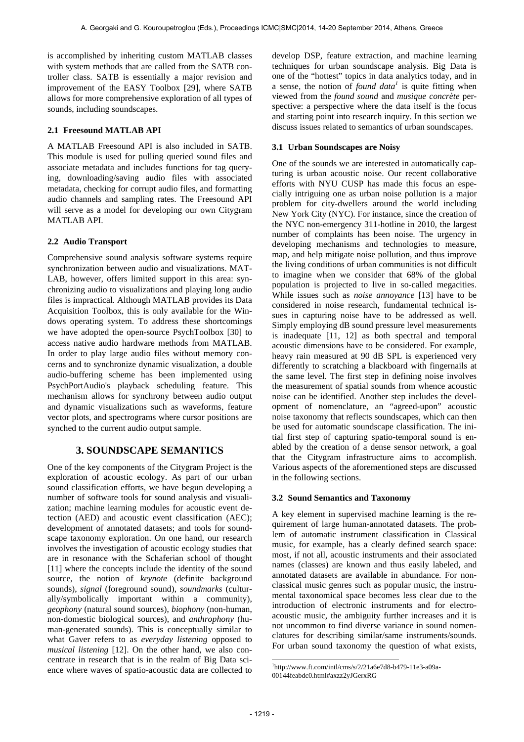is accomplished by inheriting custom MATLAB classes with system methods that are called from the SATB controller class. SATB is essentially a major revision and improvement of the EASY Toolbox [29], where SATB allows for more comprehensive exploration of all types of sounds, including soundscapes.

### 2.1 Freesound MATLAB API

A MATLAB Freesound API is also included in SATB. This module is used for pulling queried sound files and associate metadata and includes functions for tag querying, downloading/saving audio files with associated metadata, checking for corrupt audio files, and formatting audio channels and sampling rates. The Freesound API will serve as a model for developing our own Citygram MATLAB API.

### 2.2 Audio Transport

Comprehensive sound analysis software systems require synchronization between audio and visualizations. MATLAB, however, offers limited support in this area: synchronizing audio to visualizations and playing long audio files is impractical. Although MATLAB provides its Data Acquisition Toolbox, this is only available for the Windows operating system. To address these shortcomings we have adopted the open-source PsychToolbox [30] to access native audio hardware methods from MATLAB. In order to play large audio files without memory concerns and to synchronize dynamic visualization, a double audio-buffering scheme has been implemented using PsychPortAudio's playback scheduling feature. This mechanism allows for synchrony between audio output and dynamic visualizations such as waveforms, feature vector plots, and spectrograms where cursor positions are synched to the current audio output sample.

## 3. SOUNDSCAPE SEMANTICS

One of the key components of the Citygram Project is the exploration of acoustic ecology. As part of our urban sound classification efforts, we have begun developing a number of software tools for sound analysis and visualization; machine learning modules for acoustic event detection (AED) and acoustic event classification (AEC); development of annotated datasets; and tools for soundscape taxonomy exploration. On one hand, our research involves the investigation of acoustic ecology studies that are in resonance with the Schaferian school of thought [11] where the concepts include the identity of the sound source, the notion of *keynote* (definite background sounds), *signal* (foreground sound), *soundmarks* (culturally/symbolically important within a community), *geophony* (natural sound sources), *biophony* (non-human, non-domestic biological sources), and *anthrophony* (human-generated sounds). This is conceptually similar to what Gaver refers to as *everyday listening* opposed to *musical listening* [12]. On the other hand, we also concentrate in research that is in the realm of Big Data science where waves of spatio-acoustic data are collected to develop DSP, feature extraction, and machine learning techniques for urban soundscape analysis. Big Data is one of the "hottest" topics in data analytics today, and in a sense, the notion of *found data*[1] is quite fitting when viewed from the *found sound* and *musique concrète* perspective: a perspective where the data itself is the focus and starting point into research inquiry. In this section we discuss issues related to semantics of urban soundscapes.

### 3.1 Urban Soundscapes are Noisy

One of the sounds we are interested in automatically capturing is urban acoustic noise. Our recent collaborative efforts with NYU CUSP has made this focus an especially intriguing one as urban noise pollution is a major problem for city-dwellers around the world including New York City (NYC). For instance, since the creation of the NYC non-emergency 311-hotline in 2010, the largest number of complaints has been noise. The urgency in developing mechanisms and technologies to measure, map, and help mitigate noise pollution, and thus improve the living conditions of urban communities is not difficult to imagine when we consider that 68% of the global population is projected to live in so-called megacities. While issues such as *noise annoyance* [13] have to be considered in noise research, fundamental technical issues in capturing noise have to be addressed as well. Simply employing dB sound pressure level measurements is inadequate [11, 12] as both spectral and temporal acoustic dimensions have to be considered. For example, heavy rain measured at 90 dB SPL is experienced very differently to scratching a blackboard with fingernails at the same level. The first step in defining noise involves the measurement of spatial sounds from whence acoustic noise can be identified. Another step includes the development of nomenclature, an "agreed-upon" acoustic noise taxonomy that reflects soundscapes, which can then be used for automatic soundscape classification. The initial first step of capturing spatio-temporal sound is enabled by the creation of a dense sensor network, a goal that the Citygram infrastructure aims to accomplish. Various aspects of the aforementioned steps are discussed in the following sections.

### 3.2 Sound Semantics and Taxonomy

A key element in supervised machine learning is the requirement of large human-annotated datasets. The problem of automatic instrument classification in Classical music, for example, has a clearly defined search space: most, if not all, acoustic instruments and their associated names (classes) are known and thus easily labeled, and annotated datasets are available in abundance. For non-classical music genres such as popular music, the instrumental taxonomical space becomes less clear due to the introduction of electronic instruments and for electro-acoustic music, the ambiguity further increases and it is not uncommon to find diverse variance in sound nomenclatures for describing similar/same instruments/sounds. For urban sound taxonomy the question of what exists,

[1] http://www.ft.com/intl/cms/s/2/21a6e7d8-b479-11e3-a09a-00144feabdc0.html#axzz2yJGerxRG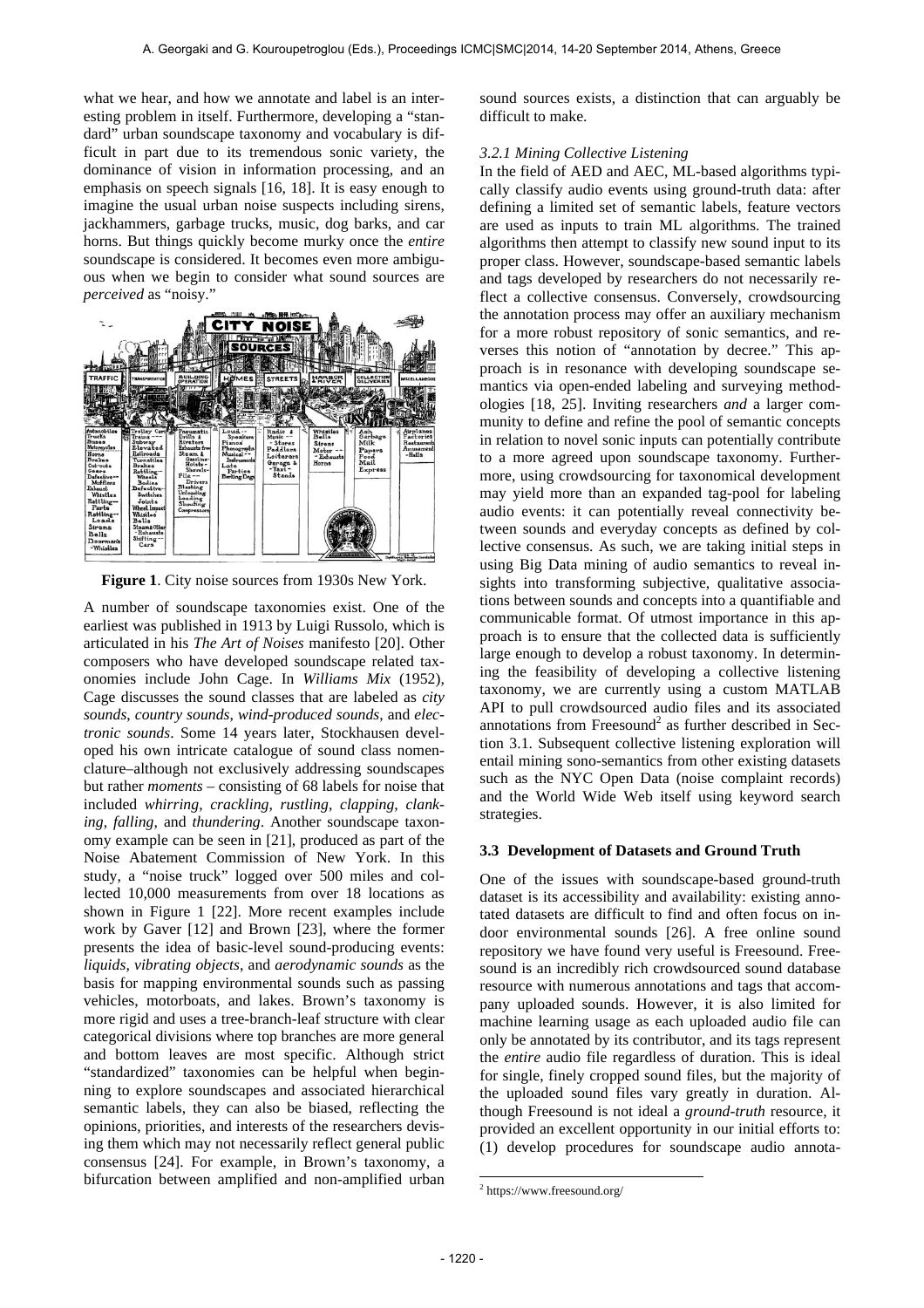what we hear, and how we annotate and label is an interesting problem in itself. Furthermore, developing a "standard" urban soundscape taxonomy and vocabulary is difficult in part due to its tremendous sonic variety, the dominance of vision in information processing, and an emphasis on speech signals [16, 18]. It is easy enough to imagine the usual urban noise suspects including sirens, jackhammers, garbage trucks, music, dog barks, and car horns. But things quickly become murky once the *entire* soundscape is considered. It becomes even more ambiguous when we begin to consider what sound sources are *perceived* as "noisy."

**Figure 1**. City noise sources from 1930s New York.

A number of soundscape taxonomies exist. One of the earliest was published in 1913 by Luigi Russolo, which is articulated in his *The Art of Noises* manifesto [20]. Other composers who have developed soundscape related taxonomies include John Cage. In *Williams Mix* (1952), Cage discusses the sound classes that are labeled as *city sounds*, *country sounds*, *wind-produced sounds*, and *electronic sounds*. Some 14 years later, Stockhausen developed his own intricate catalogue of sound class nomenclature–although not exclusively addressing soundscapes but rather *moments* – consisting of 68 labels for noise that included *whirring*, *crackling*, *rustling*, *clapping*, *clanking*, *falling*, and *thundering*. Another soundscape taxonomy example can be seen in [21], produced as part of the Noise Abatement Commission of New York. In this study, a "noise truck" logged over 500 miles and collected 10,000 measurements from over 18 locations as shown in Figure 1 [22]. More recent examples include work by Gaver [12] and Brown [23], where the former presents the idea of basic-level sound-producing events: *liquids*, *vibrating objects*, and *aerodynamic sounds* as the basis for mapping environmental sounds such as passing vehicles, motorboats, and lakes. Brown's taxonomy is more rigid and uses a tree-branch-leaf structure with clear categorical divisions where top branches are more general and bottom leaves are most specific. Although strict "standardized" taxonomies can be helpful when beginning to explore soundscapes and associated hierarchical semantic labels, they can also be biased, reflecting the opinions, priorities, and interests of the researchers devising them which may not necessarily reflect general public consensus [24]. For example, in Brown's taxonomy, a bifurcation between amplified and non-amplified urban sound sources exists, a distinction that can arguably be difficult to make.

#### *3.2.1 Mining Collective Listening*

In the field of AED and AEC, ML-based algorithms typically classify audio events using ground-truth data: after defining a limited set of semantic labels, feature vectors are used as inputs to train ML algorithms. The trained algorithms then attempt to classify new sound input to its proper class. However, soundscape-based semantic labels and tags developed by researchers do not necessarily reflect a collective consensus. Conversely, crowdsourcing the annotation process may offer an auxiliary mechanism for a more robust repository of sonic semantics, and reverses this notion of "annotation by decree." This approach is in resonance with developing soundscape semantics via open-ended labeling and surveying methodologies [18, 25]. Inviting researchers *and* a larger community to define and refine the pool of semantic concepts in relation to novel sonic inputs can potentially contribute to a more agreed upon soundscape taxonomy. Furthermore, using crowdsourcing for taxonomical development may yield more than an expanded tag-pool for labeling audio events: it can potentially reveal connectivity between sounds and everyday concepts as defined by collective consensus. As such, we are taking initial steps in using Big Data mining of audio semantics to reveal insights into transforming subjective, qualitative associations between sounds and concepts into a quantifiable and communicable format. Of utmost importance in this approach is to ensure that the collected data is sufficiently large enough to develop a robust taxonomy. In determining the feasibility of developing a collective listening taxonomy, we are currently using a custom MATLAB API to pull crowdsourced audio files and its associated annotations from Freesound[2] as further described in Section 3.1. Subsequent collective listening exploration will entail mining sono-semantics from other existing datasets such as the NYC Open Data (noise complaint records) and the World Wide Web itself using keyword search strategies.

### 3.3 Development of Datasets and Ground Truth

One of the issues with soundscape-based ground-truth dataset is its accessibility and availability: existing annotated datasets are difficult to find and often focus on indoor environmental sounds [26]. A free online sound repository we have found very useful is Freesound. Freesound is an incredibly rich crowdsourced sound database resource with numerous annotations and tags that accompany uploaded sounds. However, it is also limited for machine learning usage as each uploaded audio file can only be annotated by its contributor, and its tags represent the *entire* audio file regardless of duration. This is ideal for single, finely cropped sound files, but the majority of the uploaded sound files vary greatly in duration. Although Freesound is not ideal a *ground-truth* resource, it provided an excellent opportunity in our initial efforts to: (1) develop procedures for soundscape audio annota-

[2] https://www.freesound.org/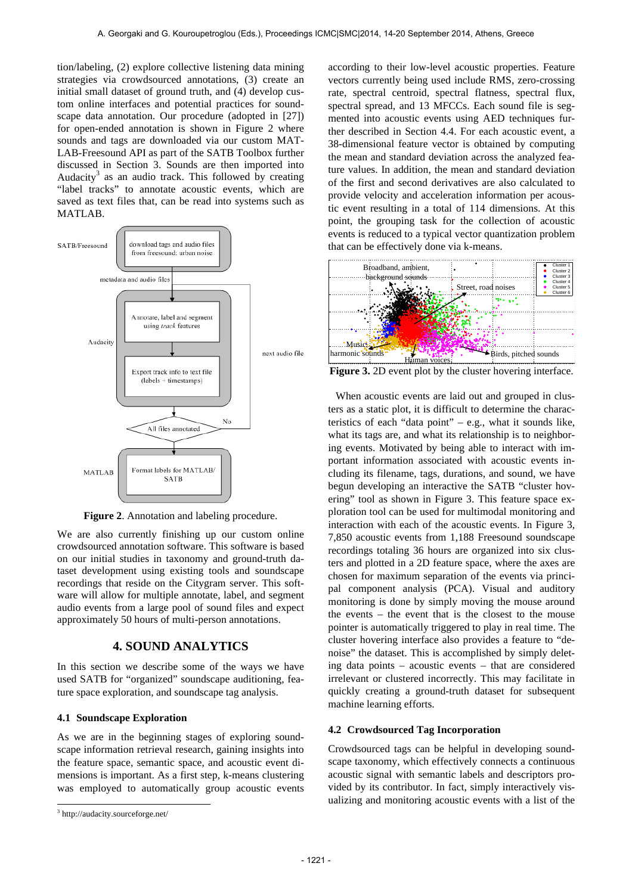tion/labeling, (2) explore collective listening data mining strategies via crowdsourced annotations, (3) create an initial small dataset of ground truth, and (4) develop custom online interfaces and potential practices for soundscape data annotation. Our procedure (adopted in [27]) for open-ended annotation is shown in Figure 2 where sounds and tags are downloaded via our custom MATLAB-Freesound API as part of the SATB Toolbox further discussed in Section 3. Sounds are then imported into Audacity[3] as an audio track. This followed by creating "label tracks" to annotate acoustic events, which are saved as text files that, can be read into systems such as MATLAB.

**Figure 2**. Annotation and labeling procedure.

We are also currently finishing up our custom online crowdsourced annotation software. This software is based on our initial studies in taxonomy and ground-truth dataset development using existing tools and soundscape recordings that reside on the Citygram server. This software will allow for multiple annotate, label, and segment audio events from a large pool of sound files and expect approximately 50 hours of multi-person annotations.

## 4. SOUND ANALYTICS

In this section we describe some of the ways we have used SATB for "organized" soundscape auditioning, feature space exploration, and soundscape tag analysis.

### 4.1 Soundscape Exploration

As we are in the beginning stages of exploring soundscape information retrieval research, gaining insights into the feature space, semantic space, and acoustic event dimensions is important. As a first step, k-means clustering was employed to automatically group acoustic events according to their low-level acoustic properties. Feature vectors currently being used include RMS, zero-crossing rate, spectral centroid, spectral flatness, spectral flux, spectral spread, and 13 MFCCs. Each sound file is segmented into acoustic events using AED techniques further described in Section 4.4. For each acoustic event, a 38-dimensional feature vector is obtained by computing the mean and standard deviation across the analyzed feature values. In addition, the mean and standard deviation of the first and second derivatives are also calculated to provide velocity and acceleration information per acoustic event resulting in a total of 114 dimensions. At this point, the grouping task for the collection of acoustic events is reduced to a typical vector quantization problem that can be effectively done via k-means.

**Figure 3.** 2D event plot by the cluster hovering interface.

When acoustic events are laid out and grouped in clusters as a static plot, it is difficult to determine the characteristics of each "data point" – e.g., what it sounds like, what its tags are, and what its relationship is to neighboring events. Motivated by being able to interact with important information associated with acoustic events including its filename, tags, durations, and sound, we have begun developing an interactive the SATB "cluster hovering" tool as shown in Figure 3. This feature space exploration tool can be used for multimodal monitoring and interaction with each of the acoustic events. In Figure 3, 7,850 acoustic events from 1,188 Freesound soundscape recordings totaling 36 hours are organized into six clusters and plotted in a 2D feature space, where the axes are chosen for maximum separation of the events via principal component analysis (PCA). Visual and auditory monitoring is done by simply moving the mouse around the events – the event that is the closest to the mouse pointer is automatically triggered to play in real time. The cluster hovering interface also provides a feature to "de-noise" the dataset. This is accomplished by simply deleting data points – acoustic events – that are considered irrelevant or clustered incorrectly. This may facilitate in quickly creating a ground-truth dataset for subsequent machine learning efforts.

### 4.2 Crowdsourced Tag Incorporation

Crowdsourced tags can be helpful in developing soundscape taxonomy, which effectively connects a continuous acoustic signal with semantic labels and descriptors provided by its contributor. In fact, simply interactively visualizing and monitoring acoustic events with a list of the

[3] http://audacity.sourceforge.net/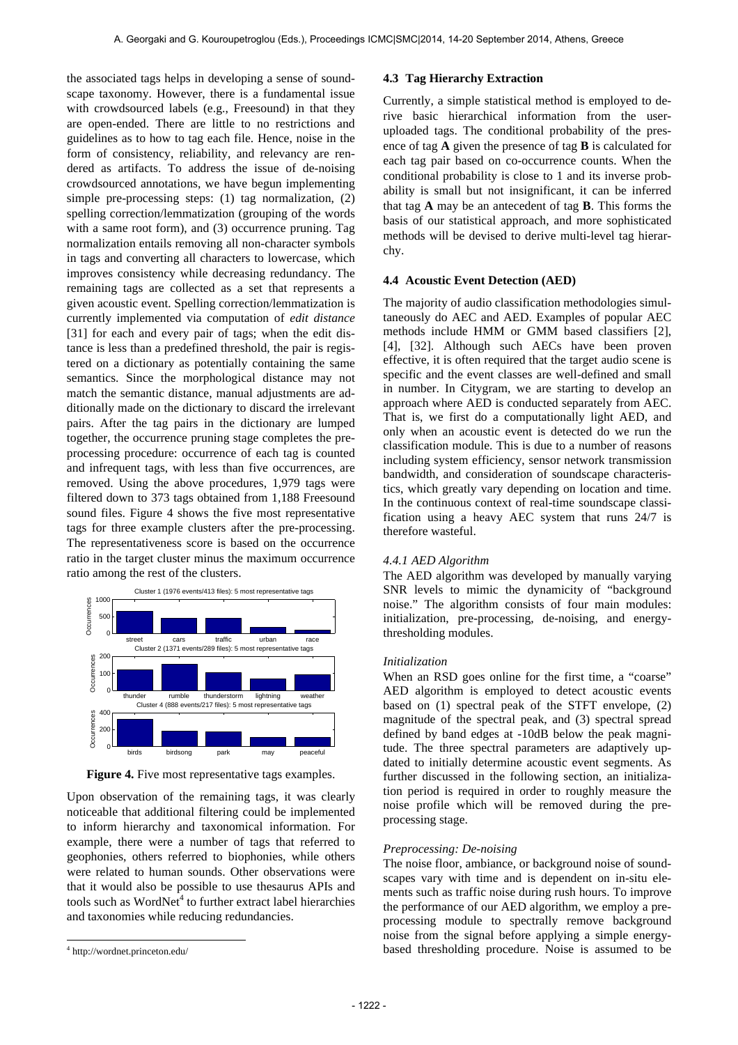the associated tags helps in developing a sense of soundscape taxonomy. However, there is a fundamental issue with crowdsourced labels (e.g., Freesound) in that they are open-ended. There are little to no restrictions and guidelines as to how to tag each file. Hence, noise in the form of consistency, reliability, and relevancy are rendered as artifacts. To address the issue of de-noising crowdsourced annotations, we have begun implementing simple pre-processing steps: (1) tag normalization, (2) spelling correction/lemmatization (grouping of the words with a same root form), and (3) occurrence pruning. Tag normalization entails removing all non-character symbols in tags and converting all characters to lowercase, which improves consistency while decreasing redundancy. The remaining tags are collected as a set that represents a given acoustic event. Spelling correction/lemmatization is currently implemented via computation of *edit distance* [31] for each and every pair of tags; when the edit distance is less than a predefined threshold, the pair is registered on a dictionary as potentially containing the same semantics. Since the morphological distance may not match the semantic distance, manual adjustments are additionally made on the dictionary to discard the irrelevant pairs. After the tag pairs in the dictionary are lumped together, the occurrence pruning stage completes the pre-processing procedure: occurrence of each tag is counted and infrequent tags, with less than five occurrences, are removed. Using the above procedures, 1,979 tags were filtered down to 373 tags obtained from 1,188 Freesound sound files. Figure 4 shows the five most representative tags for three example clusters after the pre-processing. The representativeness score is based on the occurrence ratio in the target cluster minus the maximum occurrence ratio among the rest of the clusters.

**Figure 4.** Five most representative tags examples.

Upon observation of the remaining tags, it was clearly noticeable that additional filtering could be implemented to inform hierarchy and taxonomical information. For example, there were a number of tags that referred to geophonies, others referred to biophonies, while others were related to human sounds. Other observations were that it would also be possible to use thesaurus APIs and tools such as WordNet[4] to further extract label hierarchies and taxonomies while reducing redundancies.

[4] http://wordnet.princeton.edu/

### 4.3 Tag Hierarchy Extraction

Currently, a simple statistical method is employed to derive basic hierarchical information from the user-uploaded tags. The conditional probability of the presence of tag **A** given the presence of tag **B** is calculated for each tag pair based on co-occurrence counts. When the conditional probability is close to 1 and its inverse probability is small but not insignificant, it can be inferred that tag **A** may be an antecedent of tag **B**. This forms the basis of our statistical approach, and more sophisticated methods will be devised to derive multi-level tag hierarchy.

### 4.4 Acoustic Event Detection (AED)

The majority of audio classification methodologies simultaneously do AEC and AED. Examples of popular AEC methods include HMM or GMM based classifiers [2], [4], [32]. Although such AECs have been proven effective, it is often required that the target audio scene is specific and the event classes are well-defined and small in number. In Citygram, we are starting to develop an approach where AED is conducted separately from AEC. That is, we first do a computationally light AED, and only when an acoustic event is detected do we run the classification module. This is due to a number of reasons including system efficiency, sensor network transmission bandwidth, and consideration of soundscape characteristics, which greatly vary depending on location and time. In the continuous context of real-time soundscape classification using a heavy AEC system that runs 24/7 is therefore wasteful.

#### *4.4.1 AED Algorithm*

The AED algorithm was developed by manually varying SNR levels to mimic the dynamicity of "background noise." The algorithm consists of four main modules: initialization, pre-processing, de-noising, and energy-thresholding modules.

*Initialization*

When an RSD goes online for the first time, a "coarse" AED algorithm is employed to detect acoustic events based on (1) spectral peak of the STFT envelope, (2) magnitude of the spectral peak, and (3) spectral spread defined by band edges at -10dB below the peak magnitude. The three spectral parameters are adaptively updated to initially determine acoustic event segments. As further discussed in the following section, an initialization period is required in order to roughly measure the noise profile which will be removed during the pre-processing stage.

*Preprocessing: De-noising*

The noise floor, ambiance, or background noise of soundscapes vary with time and is dependent on in-situ elements such as traffic noise during rush hours. To improve the performance of our AED algorithm, we employ a pre-processing module to spectrally remove background noise from the signal before applying a simple energy-based thresholding procedure. Noise is assumed to be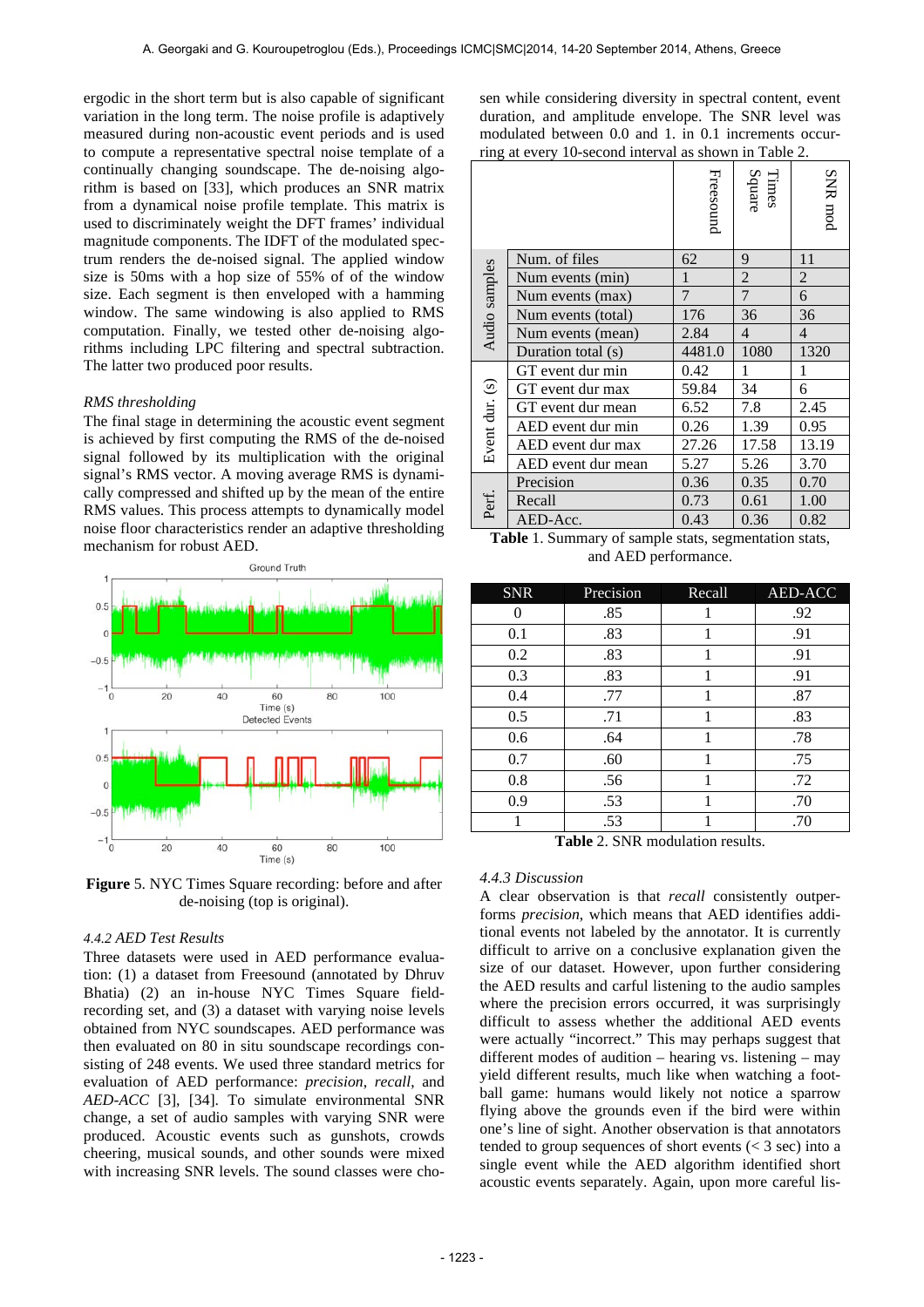ergodic in the short term but is also capable of significant variation in the long term. The noise profile is adaptively measured during non-acoustic event periods and is used to compute a representative spectral noise template of a continually changing soundscape. The de-noising algorithm is based on [33], which produces an SNR matrix from a dynamical noise profile template. This matrix is used to discriminately weight the DFT frames' individual magnitude components. The IDFT of the modulated spectrum renders the de-noised signal. The applied window size is 50ms with a hop size of 55% of of the window size. Each segment is then enveloped with a hamming window. The same windowing is also applied to RMS computation. Finally, we tested other de-noising algorithms including LPC filtering and spectral subtraction. The latter two produced poor results.

*RMS thresholding*

The final stage in determining the acoustic event segment is achieved by first computing the RMS of the de-noised signal followed by its multiplication with the original signal's RMS vector. A moving average RMS is dynamically compressed and shifted up by the mean of the entire RMS values. This process attempts to dynamically model noise floor characteristics render an adaptive thresholding mechanism for robust AED.

**Figure** 5. NYC Times Square recording: before and after de-noising (top is original).

### 4.4.2 AED Test Results

Three datasets were used in AED performance evaluation: (1) a dataset from Freesound (annotated by Dhruv Bhatia) (2) an in-house NYC Times Square field-recording set, and (3) a dataset with varying noise levels obtained from NYC soundscapes. AED performance was then evaluated on 80 in situ soundscape recordings consisting of 248 events. We used three standard metrics for evaluation of AED performance: *precision*, *recall*, and *AED-ACC* [3], [34]. To simulate environmental SNR change, a set of audio samples with varying SNR were produced. Acoustic events such as gunshots, crowds cheering, musical sounds, and other sounds were mixed with increasing SNR levels. The sound classes were chosen while considering diversity in spectral content, event duration, and amplitude envelope. The SNR level was modulated between 0.0 and 1. in 0.1 increments occurring at every 10-second interval as shown in Table 2.

| | | Freesound | Times Square | SNR mod |
|---|---|---|---|---|
| Audio samples | Num. of files | 62 | 9 | 11 |
| | Num events (min) | 1 | 2 | 2 |
| | Num events (max) | 7 | 7 | 6 |
| | Num events (total) | 176 | 36 | 36 |
| | Num events (mean) | 2.84 | 4 | 4 |
| | Duration total (s) | 4481.0 | 1080 | 1320 |
| Event dur. (s) | GT event dur min | 0.42 | 1 | 1 |
| | GT event dur max | 59.84 | 34 | 6 |
| | GT event dur mean | 6.52 | 7.8 | 2.45 |
| | AED event dur min | 0.26 | 1.39 | 0.95 |
| | AED event dur max | 27.26 | 17.58 | 13.19 |
| | AED event dur mean | 5.27 | 5.26 | 3.70 |
| Perf. | Precision | 0.36 | 0.35 | 0.70 |
| | Recall | 0.73 | 0.61 | 1.00 |
| | AED-Acc. | 0.43 | 0.36 | 0.82 |

**Table** 1. Summary of sample stats, segmentation stats, and AED performance.

| SNR | Precision | Recall | AED-ACC |
|---|---|---|---|
| 0 | .85 | 1 | .92 |
| 0.1 | .83 | 1 | .91 |
| 0.2 | .83 | 1 | .91 |
| 0.3 | .83 | 1 | .91 |
| 0.4 | .77 | 1 | .87 |
| 0.5 | .71 | 1 | .83 |
| 0.6 | .64 | 1 | .78 |
| 0.7 | .60 | 1 | .75 |
| 0.8 | .56 | 1 | .72 |
| 0.9 | .53 | 1 | .70 |
| 1 | .53 | 1 | .70 |

**Table** 2. SNR modulation results.

### 4.4.3 Discussion

A clear observation is that *recall* consistently outperforms *precision*, which means that AED identifies additional events not labeled by the annotator. It is currently difficult to arrive on a conclusive explanation given the size of our dataset. However, upon further considering the AED results and carful listening to the audio samples where the precision errors occurred, it was surprisingly difficult to assess whether the additional AED events were actually "incorrect." This may perhaps suggest that different modes of audition – hearing vs. listening – may yield different results, much like when watching a football game: humans would likely not notice a sparrow flying above the grounds even if the bird were within one's line of sight. Another observation is that annotators tended to group sequences of short events (< 3 sec) into a single event while the AED algorithm identified short acoustic events separately. Again, upon more careful lis-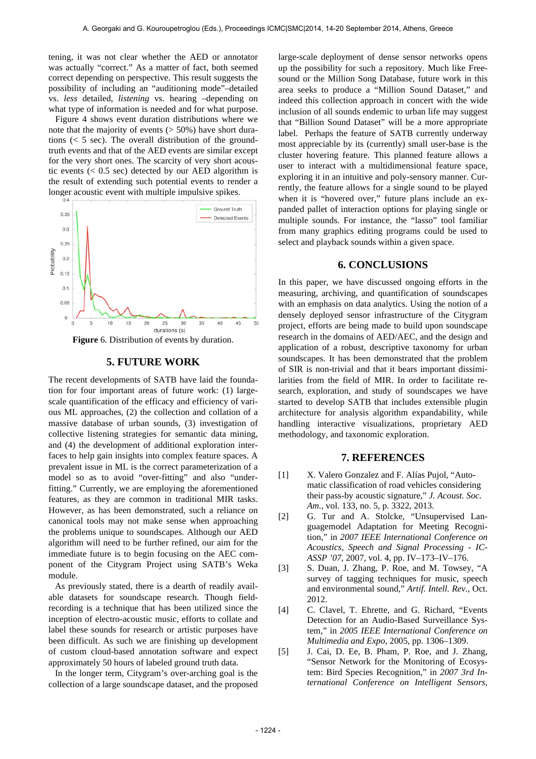tening, it was not clear whether the AED or annotator was actually "correct." As a matter of fact, both seemed correct depending on perspective. This result suggests the possibility of including an "auditioning mode"–detailed vs. *less* detailed, *listening* vs. hearing –depending on what type of information is needed and for what purpose.

Figure 4 shows event duration distributions where we note that the majority of events (> 50%) have short durations (< 5 sec). The overall distribution of the ground-truth events and that of the AED events are similar except for the very short ones. The scarcity of very short acoustic events (< 0.5 sec) detected by our AED algorithm is the result of extending such potential events to render a longer acoustic event with multiple impulsive spikes.

**Figure** 6. Distribution of events by duration.

## 5. FUTURE WORK

The recent developments of SATB have laid the foundation for four important areas of future work: (1) large-scale quantification of the efficacy and efficiency of various ML approaches, (2) the collection and collation of a massive database of urban sounds, (3) investigation of collective listening strategies for semantic data mining, and (4) the development of additional exploration interfaces to help gain insights into complex feature spaces. A prevalent issue in ML is the correct parameterization of a model so as to avoid "over-fitting" and also "under-fitting." Currently, we are employing the aforementioned features, as they are common in traditional MIR tasks. However, as has been demonstrated, such a reliance on canonical tools may not make sense when approaching the problems unique to soundscapes. Although our AED algorithm will need to be further refined, our aim for the immediate future is to begin focusing on the AEC component of the Citygram Project using SATB's Weka module.

As previously stated, there is a dearth of readily available datasets for soundscape research. Though field-recording is a technique that has been utilized since the inception of electro-acoustic music, efforts to collate and label these sounds for research or artistic purposes have been difficult. As such we are finishing up development of custom cloud-based annotation software and expect approximately 50 hours of labeled ground truth data.

In the longer term, Citygram's over-arching goal is the collection of a large soundscape dataset, and the proposed large-scale deployment of dense sensor networks opens up the possibility for such a repository. Much like Freesound or the Million Song Database, future work in this area seeks to produce a "Million Sound Dataset," and indeed this collection approach in concert with the wide inclusion of all sounds endemic to urban life may suggest that "Billion Sound Dataset" will be a more appropriate label. Perhaps the feature of SATB currently underway most appreciable by its (currently) small user-base is the cluster hovering feature. This planned feature allows a user to interact with a multidimensional feature space, exploring it in an intuitive and poly-sensory manner. Currently, the feature allows for a single sound to be played when it is "hovered over," future plans include an expanded pallet of interaction options for playing single or multiple sounds. For instance, the "lasso" tool familiar from many graphics editing programs could be used to select and playback sounds within a given space.

## 6. CONCLUSIONS

In this paper, we have discussed ongoing efforts in the measuring, archiving, and quantification of soundscapes with an emphasis on data analytics. Using the notion of a densely deployed sensor infrastructure of the Citygram project, efforts are being made to build upon soundscape research in the domains of AED/AEC, and the design and application of a robust, descriptive taxonomy for urban soundscapes. It has been demonstrated that the problem of SIR is non-trivial and that it bears important dissimilarities from the field of MIR. In order to facilitate research, exploration, and study of soundscapes we have started to develop SATB that includes extensible plugin architecture for analysis algorithm expandability, while handling interactive visualizations, proprietary AED methodology, and taxonomic exploration.

## 7. REFERENCES

[1] X. Valero Gonzalez and F. Alías Pujol, "Automatic classification of road vehicles considering their pass-by acoustic signature," *J. Acoust. Soc. Am.*, vol. 133, no. 5, p. 3322, 2013.

[2] G. Tur and A. Stolcke, "Unsupervised Languagemodel Adaptation for Meeting Recognition," in *2007 IEEE International Conference on Acoustics, Speech and Signal Processing - ICASSP '07*, 2007, vol. 4, pp. IV–173–IV–176.

[3] S. Duan, J. Zhang, P. Roe, and M. Towsey, "A survey of tagging techniques for music, speech and environmental sound," *Artif. Intell. Rev.*, Oct. 2012.

[4] C. Clavel, T. Ehrette, and G. Richard, "Events Detection for an Audio-Based Surveillance System," in *2005 IEEE International Conference on Multimedia and Expo*, 2005, pp. 1306–1309.

[5] J. Cai, D. Ee, B. Pham, P. Roe, and J. Zhang, "Sensor Network for the Monitoring of Ecosystem: Bird Species Recognition," in *2007 3rd International Conference on Intelligent Sensors,*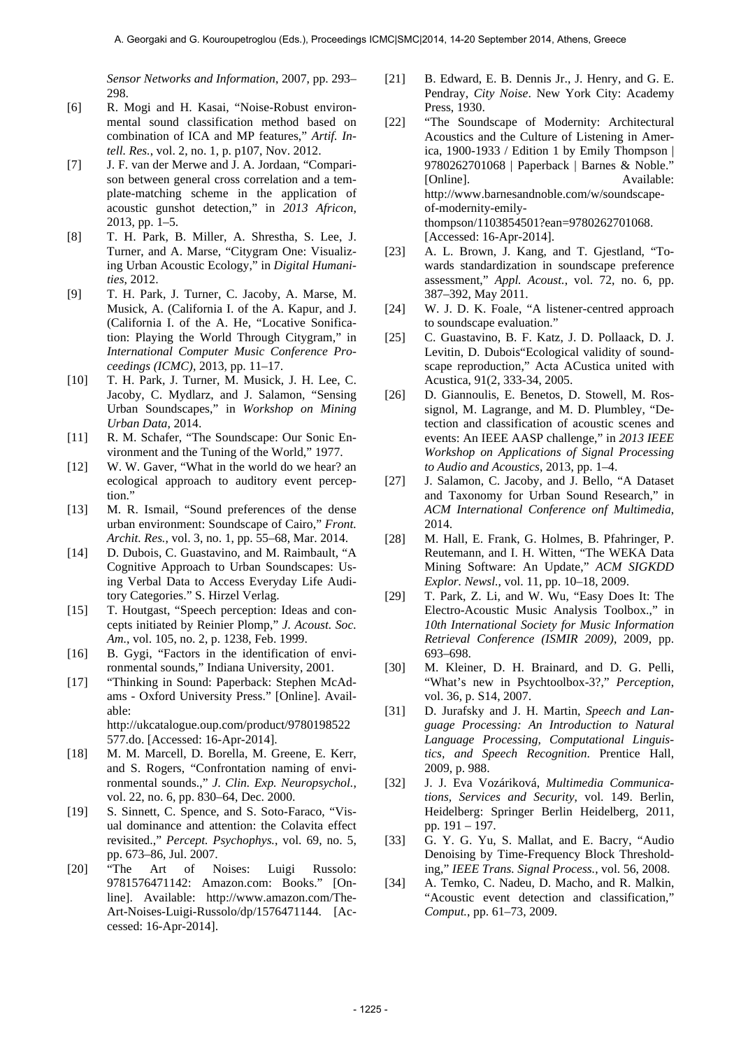*Sensor Networks and Information*, 2007, pp. 293–298.

[6] R. Mogi and H. Kasai, "Noise-Robust environmental sound classification method based on combination of ICA and MP features," *Artif. Intell. Res.*, vol. 2, no. 1, p. p107, Nov. 2012.

[7] J. F. van der Merwe and J. A. Jordaan, "Comparison between general cross correlation and a template-matching scheme in the application of acoustic gunshot detection," in *2013 Africon*, 2013, pp. 1–5.

[8] T. H. Park, B. Miller, A. Shrestha, S. Lee, J. Turner, and A. Marse, "Citygram One: Visualizing Urban Acoustic Ecology," in *Digital Humanities*, 2012.

[9] T. H. Park, J. Turner, C. Jacoby, A. Marse, M. Musick, A. (California I. of the A. Kapur, and J. (California I. of the A. He, "Locative Sonification: Playing the World Through Citygram," in *International Computer Music Conference Proceedings (ICMC)*, 2013, pp. 11–17.

[10] T. H. Park, J. Turner, M. Musick, J. H. Lee, C. Jacoby, C. Mydlarz, and J. Salamon, "Sensing Urban Soundscapes," in *Workshop on Mining Urban Data*, 2014.

[11] R. M. Schafer, "The Soundscape: Our Sonic Environment and the Tuning of the World," 1977.

[12] W. W. Gaver, "What in the world do we hear? an ecological approach to auditory event perception."

[13] M. R. Ismail, "Sound preferences of the dense urban environment: Soundscape of Cairo," *Front. Archit. Res.*, vol. 3, no. 1, pp. 55–68, Mar. 2014.

[14] D. Dubois, C. Guastavino, and M. Raimbault, "A Cognitive Approach to Urban Soundscapes: Using Verbal Data to Access Everyday Life Auditory Categories." S. Hirzel Verlag.

[15] T. Houtgast, "Speech perception: Ideas and concepts initiated by Reinier Plomp," *J. Acoust. Soc. Am.*, vol. 105, no. 2, p. 1238, Feb. 1999.

[16] B. Gygi, "Factors in the identification of environmental sounds," Indiana University, 2001.

[17] "Thinking in Sound: Paperback: Stephen McAdams - Oxford University Press." [Online]. Available: http://ukcatalogue.oup.com/product/9780198522577.do. [Accessed: 16-Apr-2014].

[18] M. M. Marcell, D. Borella, M. Greene, E. Kerr, and S. Rogers, "Confrontation naming of environmental sounds.," *J. Clin. Exp. Neuropsychol.*, vol. 22, no. 6, pp. 830–64, Dec. 2000.

[19] S. Sinnett, C. Spence, and S. Soto-Faraco, "Visual dominance and attention: the Colavita effect revisited.," *Percept. Psychophys.*, vol. 69, no. 5, pp. 673–86, Jul. 2007.

[20] "The Art of Noises: Luigi Russolo: 9781576471142: Amazon.com: Books." [Online]. Available: http://www.amazon.com/The-Art-Noises-Luigi-Russolo/dp/1576471144. [Accessed: 16-Apr-2014].

[21] B. Edward, E. B. Dennis Jr., J. Henry, and G. E. Pendray, *City Noise*. New York City: Academy Press, 1930.

[22] "The Soundscape of Modernity: Architectural Acoustics and the Culture of Listening in America, 1900-1933 / Edition 1 by Emily Thompson | 9780262701068 | Paperback | Barnes & Noble." [Online]. Available: http://www.barnesandnoble.com/w/soundscape-of-modernity-emily-thompson/1103854501?ean=9780262701068. [Accessed: 16-Apr-2014].

[23] A. L. Brown, J. Kang, and T. Gjestland, "Towards standardization in soundscape preference assessment," *Appl. Acoust.*, vol. 72, no. 6, pp. 387–392, May 2011.

[24] W. J. D. K. Foale, "A listener-centred approach to soundscape evaluation."

[25] C. Guastavino, B. F. Katz, J. D. Pollaack, D. J. Levitin, D. Dubois"Ecological validity of soundscape reproduction," Acta ACustica united with Acustica, 91(2, 333-34, 2005.

[26] D. Giannoulis, E. Benetos, D. Stowell, M. Rossignol, M. Lagrange, and M. D. Plumbley, "Detection and classification of acoustic scenes and events: An IEEE AASP challenge," in *2013 IEEE Workshop on Applications of Signal Processing to Audio and Acoustics*, 2013, pp. 1–4.

[27] J. Salamon, C. Jacoby, and J. Bello, "A Dataset and Taxonomy for Urban Sound Research," in *ACM International Conference onf Multimedia*, 2014.

[28] M. Hall, E. Frank, G. Holmes, B. Pfahringer, P. Reutemann, and I. H. Witten, "The WEKA Data Mining Software: An Update," *ACM SIGKDD Explor. Newsl.*, vol. 11, pp. 10–18, 2009.

[29] T. Park, Z. Li, and W. Wu, "Easy Does It: The Electro-Acoustic Music Analysis Toolbox.," in *10th International Society for Music Information Retrieval Conference (ISMIR 2009)*, 2009, pp. 693–698.

[30] M. Kleiner, D. H. Brainard, and D. G. Pelli, "What's new in Psychtoolbox-3?," *Perception*, vol. 36, p. S14, 2007.

[31] D. Jurafsky and J. H. Martin, *Speech and Language Processing: An Introduction to Natural Language Processing, Computational Linguistics, and Speech Recognition*. Prentice Hall, 2009, p. 988.

[32] J. J. Eva Vozáriková, *Multimedia Communications, Services and Security*, vol. 149. Berlin, Heidelberg: Springer Berlin Heidelberg, 2011, pp. 191 – 197.

[33] G. Y. G. Yu, S. Mallat, and E. Bacry, "Audio Denoising by Time-Frequency Block Thresholding," *IEEE Trans. Signal Process.*, vol. 56, 2008.

[34] A. Temko, C. Nadeu, D. Macho, and R. Malkin, "Acoustic event detection and classification," *Comput.*, pp. 61–73, 2009.